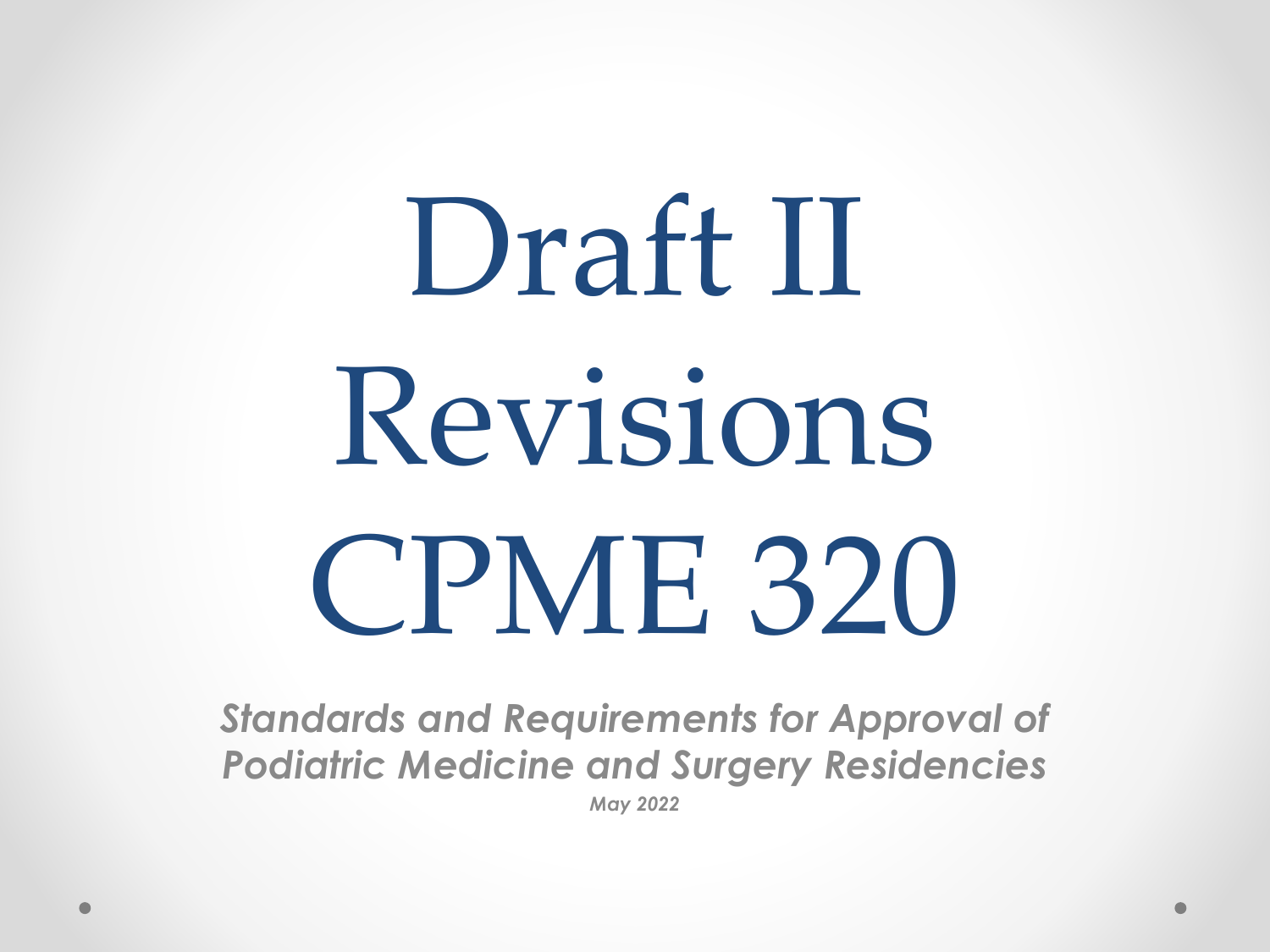# Draft II Revisions CPME 320

***Standards and Requirements for Approval of Podiatric Medicine and Surgery Residencies***

*May 2022*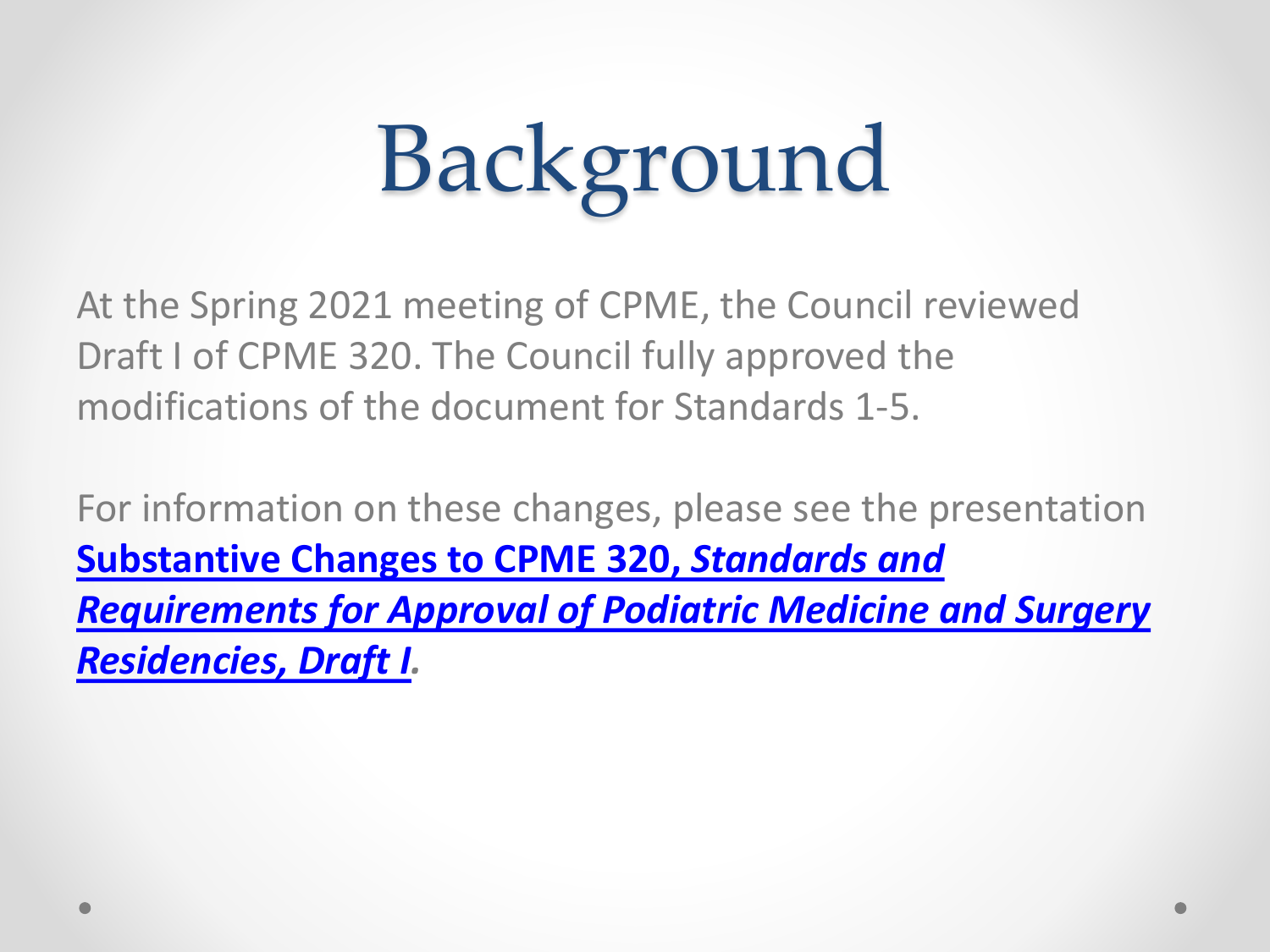# Background

At the Spring 2021 meeting of CPME, the Council reviewed Draft I of CPME 320. The Council fully approved the modifications of the document for Standards 1-5.

For information on these changes, please see the presentation **Substantive Changes to CPME 320, *Standards and Requirements for Approval of Podiatric Medicine and Surgery Residencies, Draft I*.**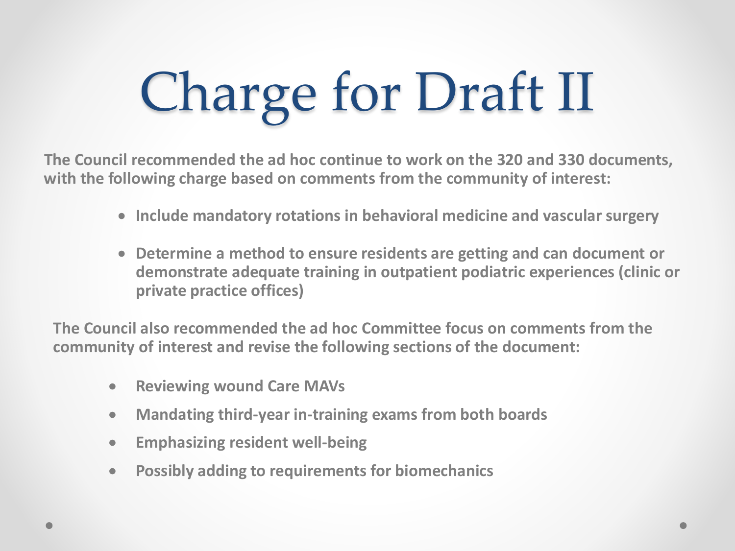# Charge for Draft II

**The Council recommended the ad hoc continue to work on the 320 and 330 documents, with the following charge based on comments from the community of interest:**

- **Include mandatory rotations in behavioral medicine and vascular surgery**
- **Determine a method to ensure residents are getting and can document or demonstrate adequate training in outpatient podiatric experiences (clinic or private practice offices)**

**The Council also recommended the ad hoc Committee focus on comments from the community of interest and revise the following sections of the document:**

- **Reviewing wound Care MAVs**
- **Mandating third-year in-training exams from both boards**
- **Emphasizing resident well-being**
- **Possibly adding to requirements for biomechanics**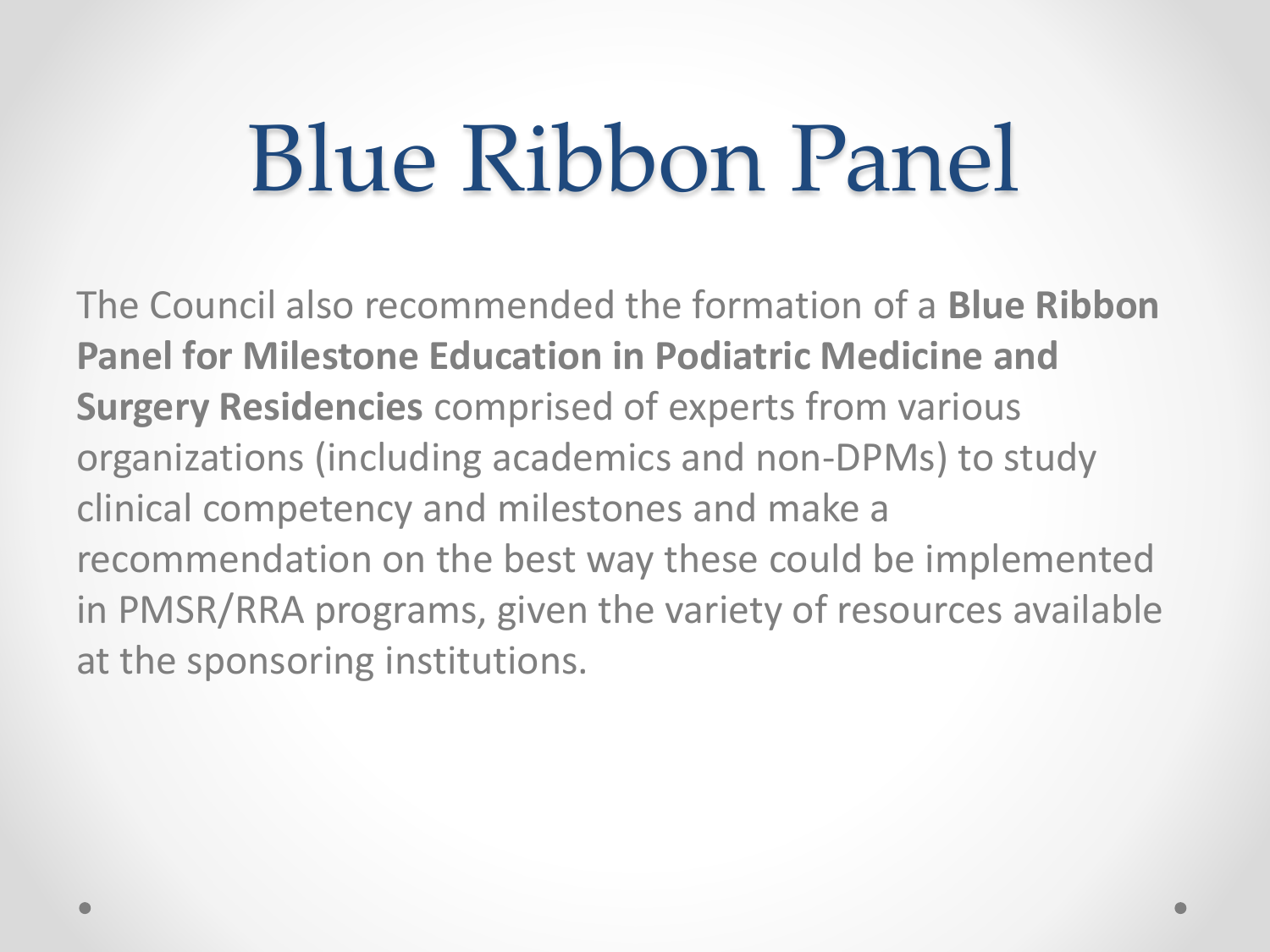# Blue Ribbon Panel

The Council also recommended the formation of a **Blue Ribbon Panel for Milestone Education in Podiatric Medicine and Surgery Residencies** comprised of experts from various organizations (including academics and non-DPMs) to study clinical competency and milestones and make a recommendation on the best way these could be implemented in PMSR/RRA programs, given the variety of resources available at the sponsoring institutions.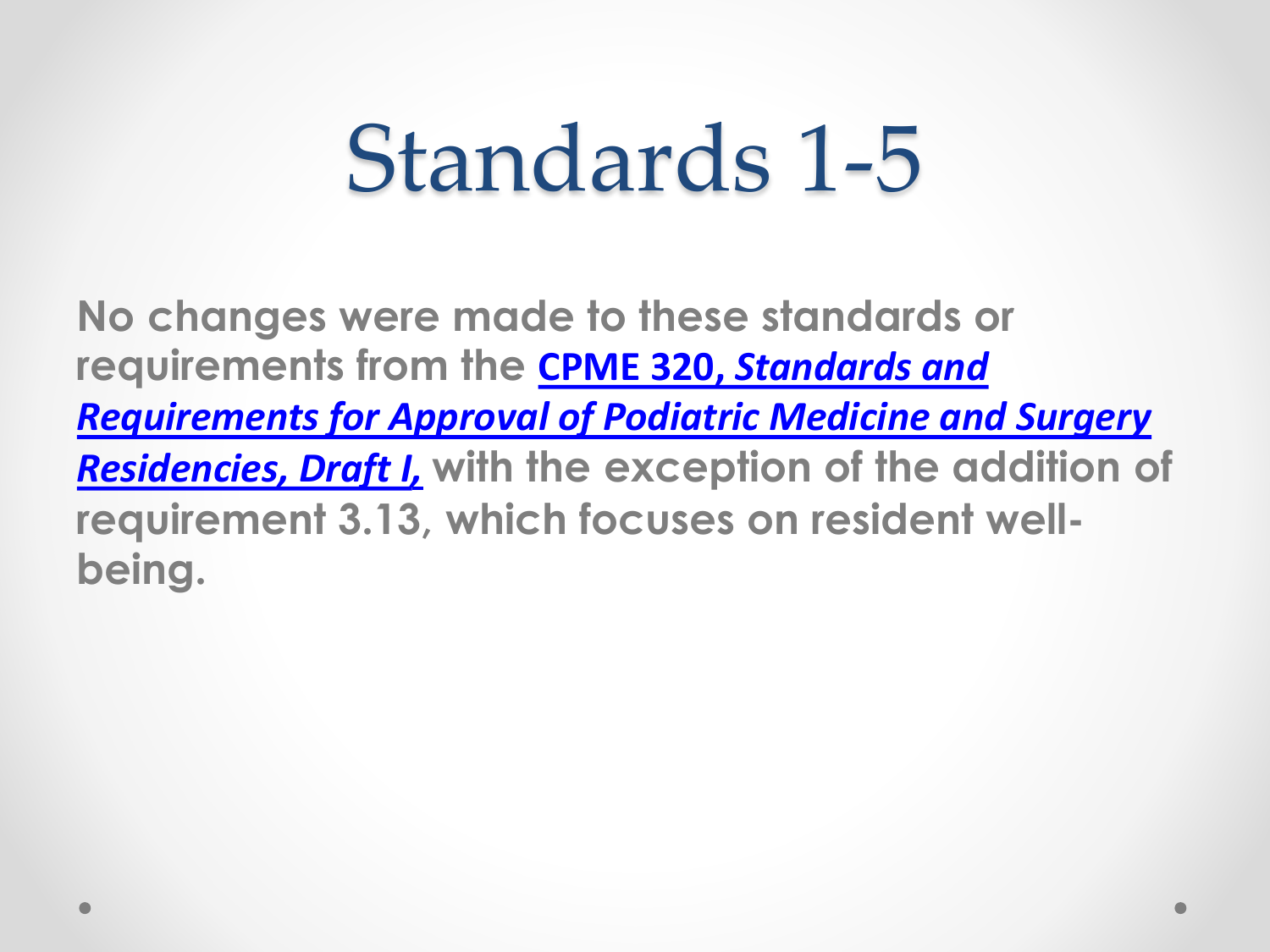# Standards 1-5

**No changes were made to these standards or requirements from the *CPME 320, Standards and Requirements for Approval of Podiatric Medicine and Surgery Residencies, Draft I,* with the exception of the addition of requirement 3.13, which focuses on resident well-being.**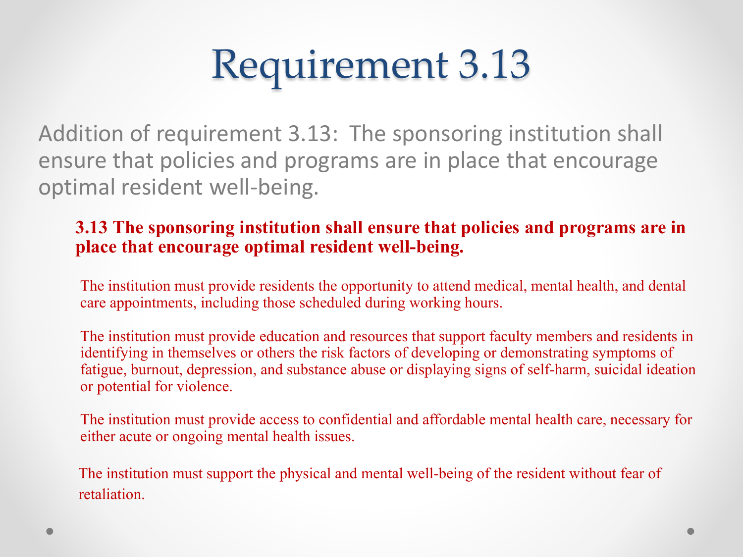# Requirement 3.13

Addition of requirement 3.13: The sponsoring institution shall ensure that policies and programs are in place that encourage optimal resident well-being.

**3.13 The sponsoring institution shall ensure that policies and programs are in place that encourage optimal resident well-being.**

The institution must provide residents the opportunity to attend medical, mental health, and dental care appointments, including those scheduled during working hours.

The institution must provide education and resources that support faculty members and residents in identifying in themselves or others the risk factors of developing or demonstrating symptoms of fatigue, burnout, depression, and substance abuse or displaying signs of self-harm, suicidal ideation or potential for violence.

The institution must provide access to confidential and affordable mental health care, necessary for either acute or ongoing mental health issues.

The institution must support the physical and mental well-being of the resident without fear of retaliation.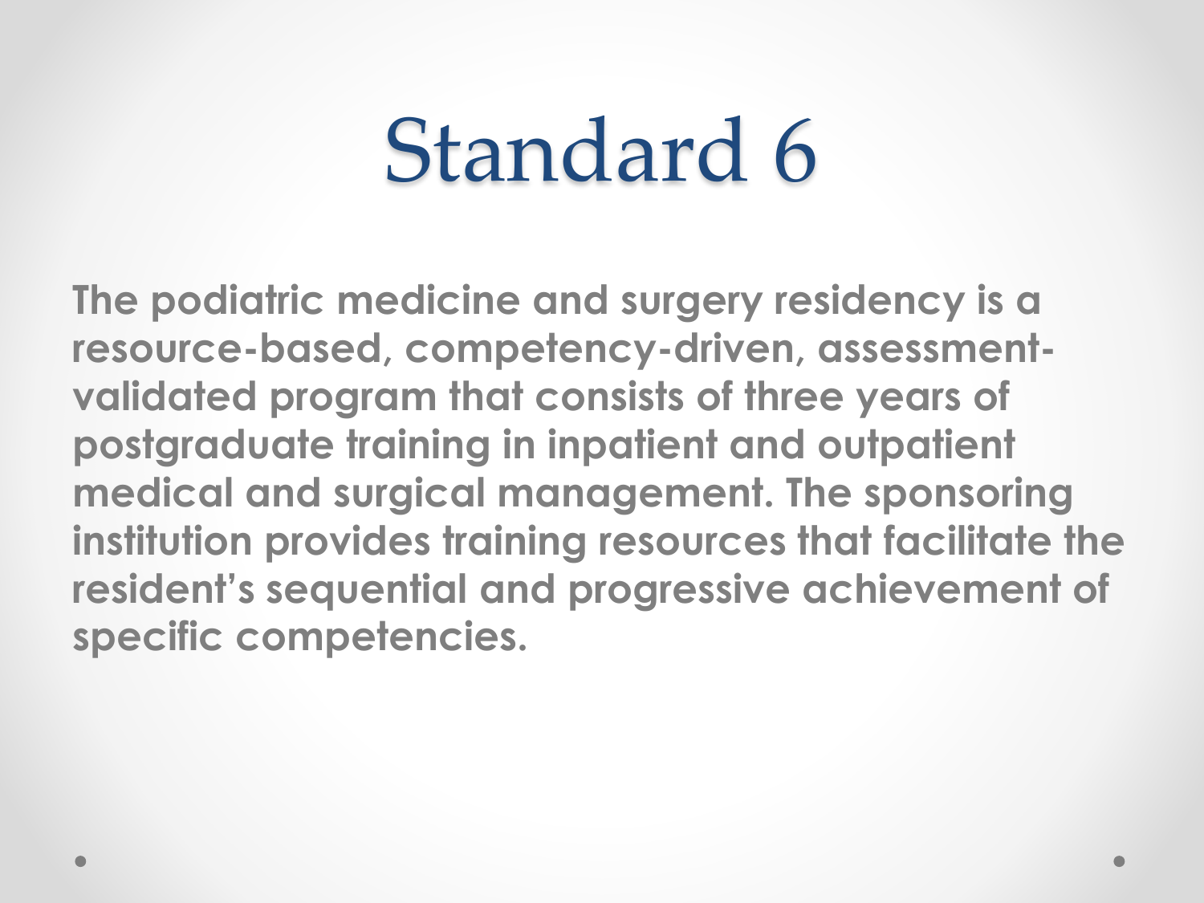# Standard 6

**The podiatric medicine and surgery residency is a resource-based, competency-driven, assessment-validated program that consists of three years of postgraduate training in inpatient and outpatient medical and surgical management. The sponsoring institution provides training resources that facilitate the resident's sequential and progressive achievement of specific competencies.**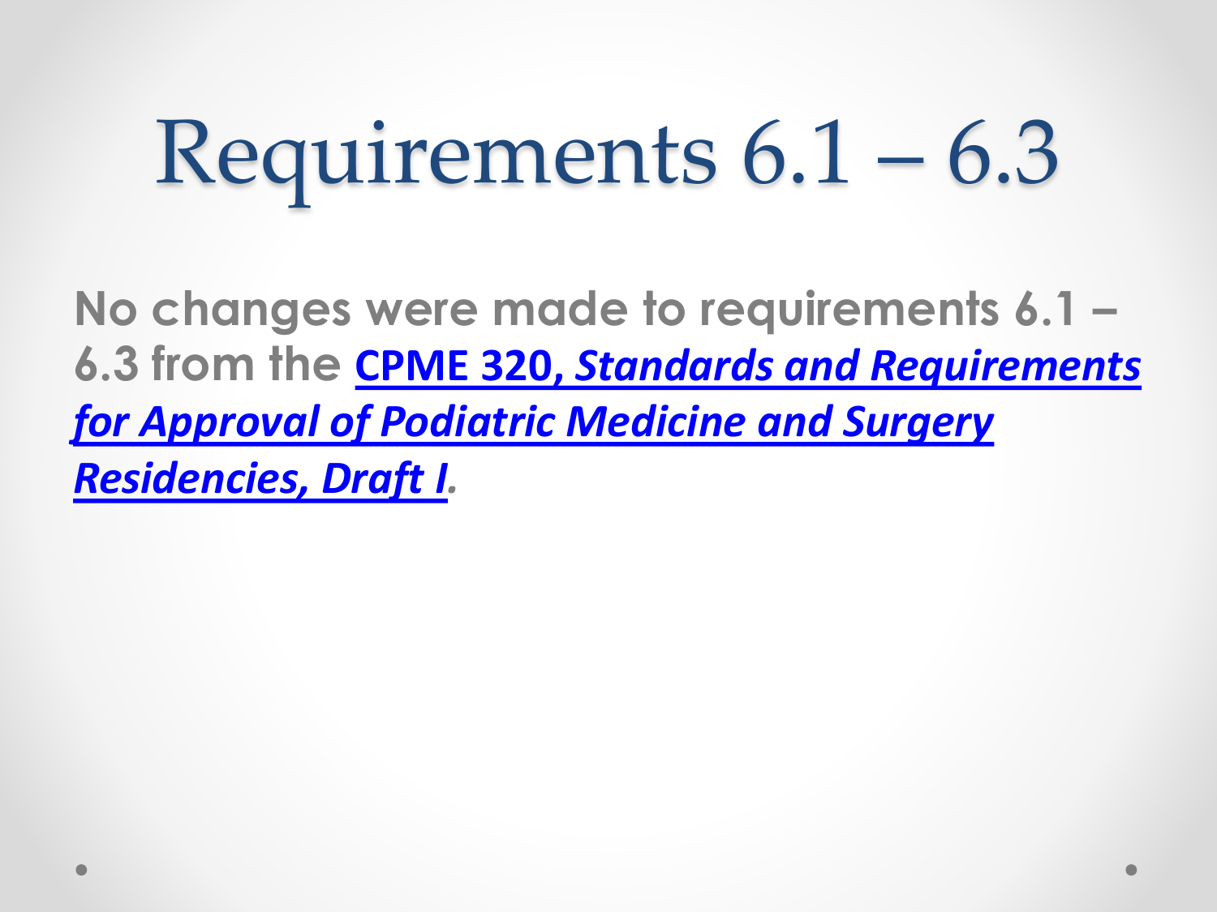# Requirements 6.1 – 6.3

**No changes were made to requirements 6.1 – 6.3 from the CPME 320, *Standards and Requirements for Approval of Podiatric Medicine and Surgery Residencies, Draft I*.**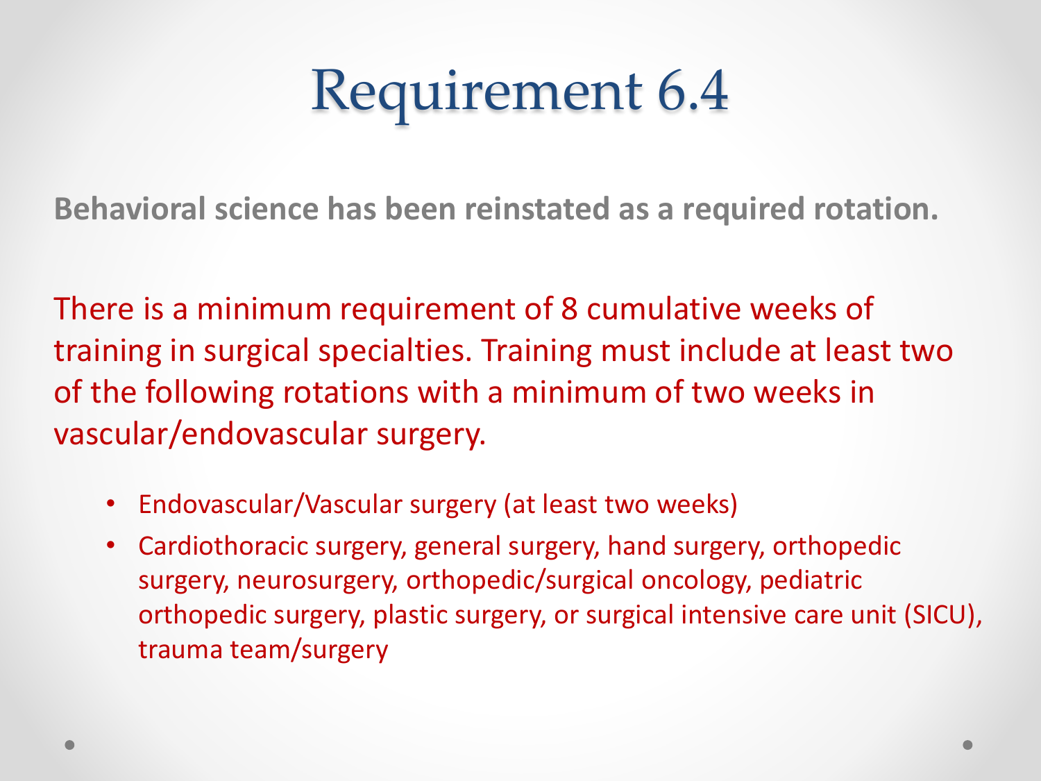# Requirement 6.4

**Behavioral science has been reinstated as a required rotation.**

There is a minimum requirement of 8 cumulative weeks of training in surgical specialties. Training must include at least two of the following rotations with a minimum of two weeks in vascular/endovascular surgery.

- Endovascular/Vascular surgery (at least two weeks)
- Cardiothoracic surgery, general surgery, hand surgery, orthopedic surgery, neurosurgery, orthopedic/surgical oncology, pediatric orthopedic surgery, plastic surgery, or surgical intensive care unit (SICU), trauma team/surgery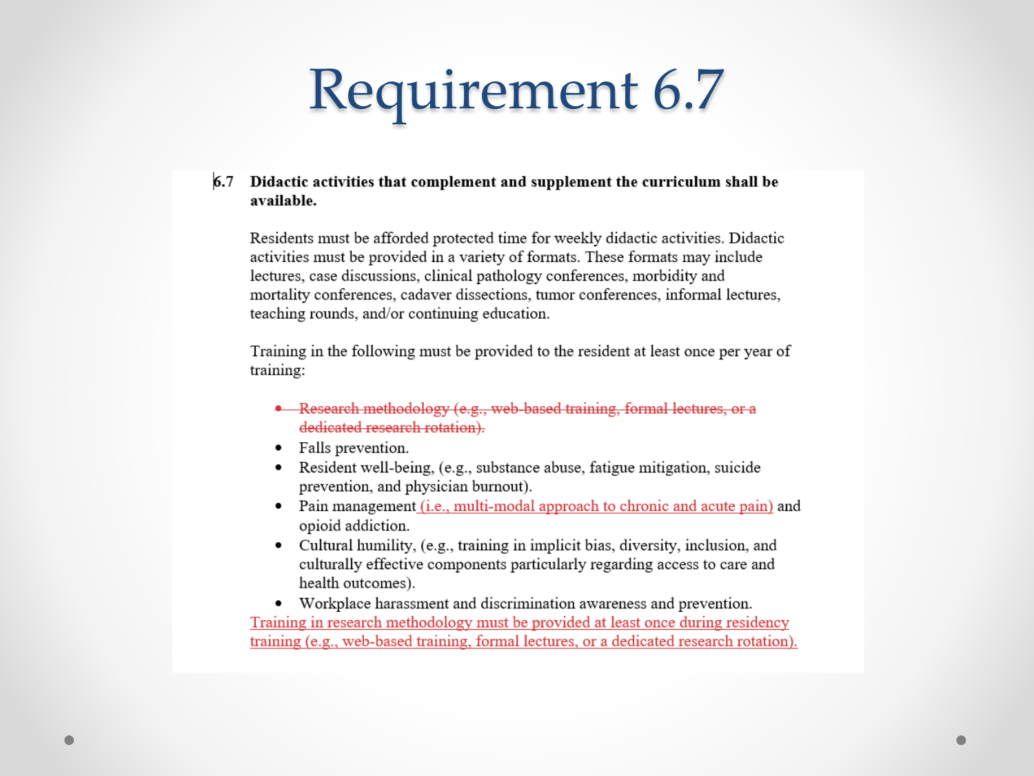# Requirement 6.7

**6.7 Didactic activities that complement and supplement the curriculum shall be available.**

Residents must be afforded protected time for weekly didactic activities. Didactic activities must be provided in a variety of formats. These formats may include lectures, case discussions, clinical pathology conferences, morbidity and mortality conferences, cadaver dissections, tumor conferences, informal lectures, teaching rounds, and/or continuing education.

Training in the following must be provided to the resident at least once per year of training:

- ~~Research methodology (e.g., web-based training, formal lectures, or a dedicated research rotation).~~
- Falls prevention.
- Resident well-being, (e.g., substance abuse, fatigue mitigation, suicide prevention, and physician burnout).
- Pain management <u>(i.e., multi-modal approach to chronic and acute pain)</u> and opioid addiction.
- Cultural humility, (e.g., training in implicit bias, diversity, inclusion, and culturally effective components particularly regarding access to care and health outcomes).
- Workplace harassment and discrimination awareness and prevention.

<u>Training in research methodology must be provided at least once during residency training (e.g., web-based training, formal lectures, or a dedicated research rotation).</u>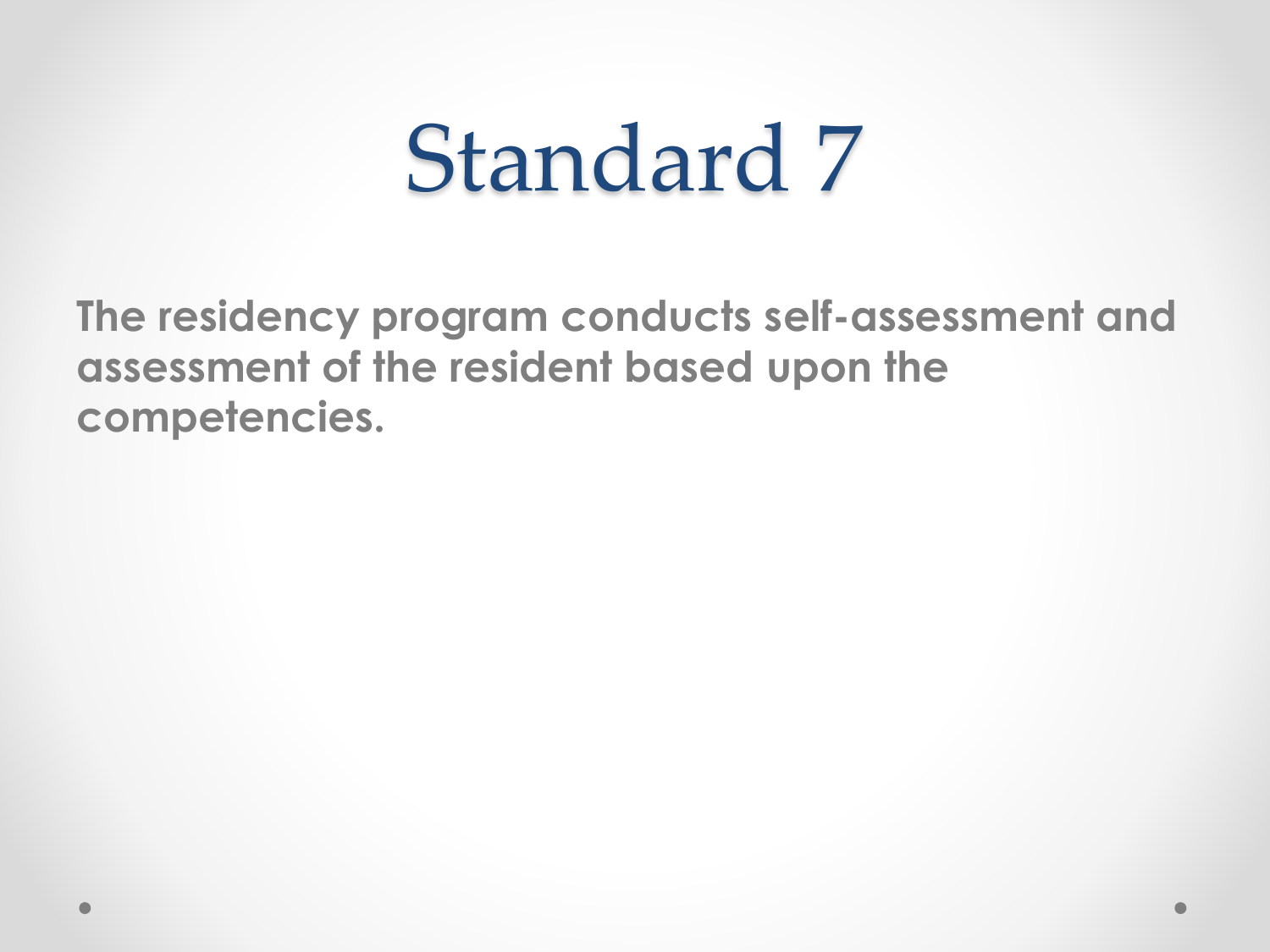# Standard 7

**The residency program conducts self-assessment and assessment of the resident based upon the competencies.**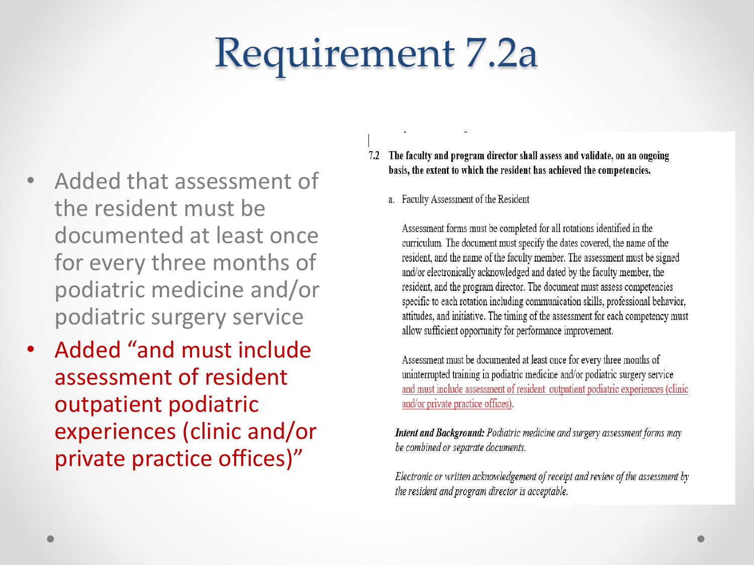# Requirement 7.2a

- Added that assessment of the resident must be documented at least once for every three months of podiatric medicine and/or podiatric surgery service
- Added "and must include assessment of resident outpatient podiatric experiences (clinic and/or private practice offices)"

**7.2 The faculty and program director shall assess and validate, on an ongoing basis, the extent to which the resident has achieved the competencies.**

a. Faculty Assessment of the Resident

Assessment forms must be completed for all rotations identified in the curriculum. The document must specify the dates covered, the name of the resident, and the name of the faculty member. The assessment must be signed and/or electronically acknowledged and dated by the faculty member, the resident, and the program director. The document must assess competencies specific to each rotation including communication skills, professional behavior, attitudes, and initiative. The timing of the assessment for each competency must allow sufficient opportunity for performance improvement.

Assessment must be documented at least once for every three months of uninterrupted training in podiatric medicine and/or podiatric surgery service and must include assessment of resident outpatient podiatric experiences (clinic and/or private practice offices).

***Intent and Background:*** *Podiatric medicine and surgery assessment forms may be combined or separate documents.*

*Electronic or written acknowledgement of receipt and review of the assessment by the resident and program director is acceptable.*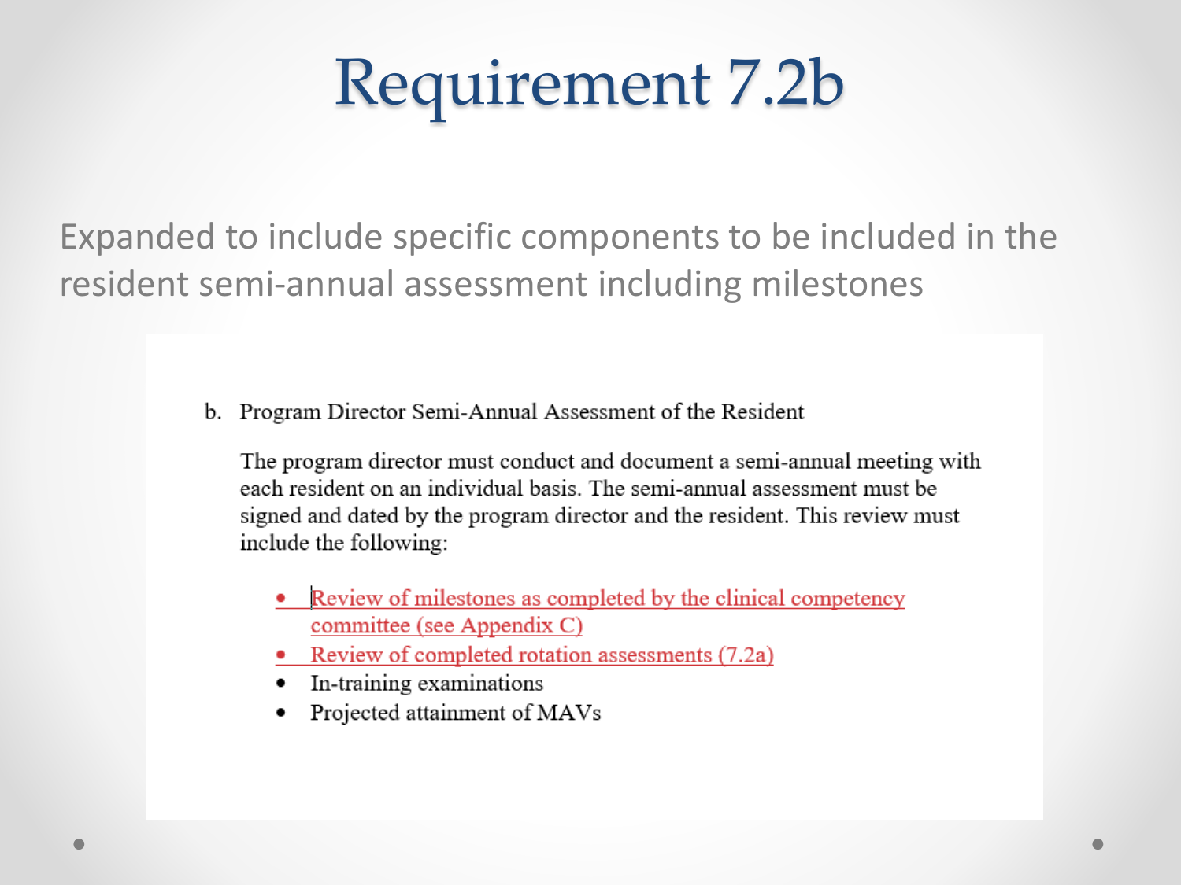# Requirement 7.2b

Expanded to include specific components to be included in the resident semi-annual assessment including milestones

b. Program Director Semi-Annual Assessment of the Resident

The program director must conduct and document a semi-annual meeting with each resident on an individual basis. The semi-annual assessment must be signed and dated by the program director and the resident. This review must include the following:

- Review of milestones as completed by the clinical competency committee (see Appendix C)
- Review of completed rotation assessments (7.2a)
- In-training examinations
- Projected attainment of MAVs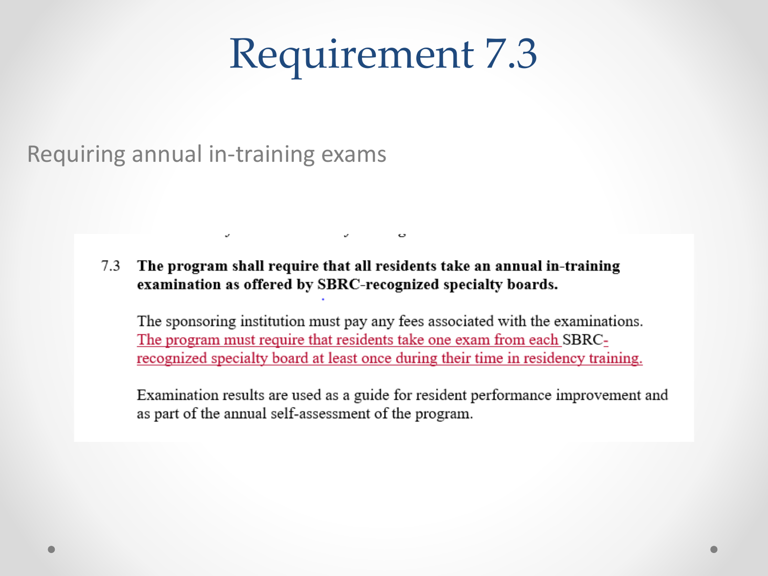# Requirement 7.3

Requiring annual in-training exams

7.3 **The program shall require that all residents take an annual in-training examination as offered by SBRC-recognized specialty boards.**

The sponsoring institution must pay any fees associated with the examinations. The program must require that residents take one exam from each SBRC-recognized specialty board at least once during their time in residency training.

Examination results are used as a guide for resident performance improvement and as part of the annual self-assessment of the program.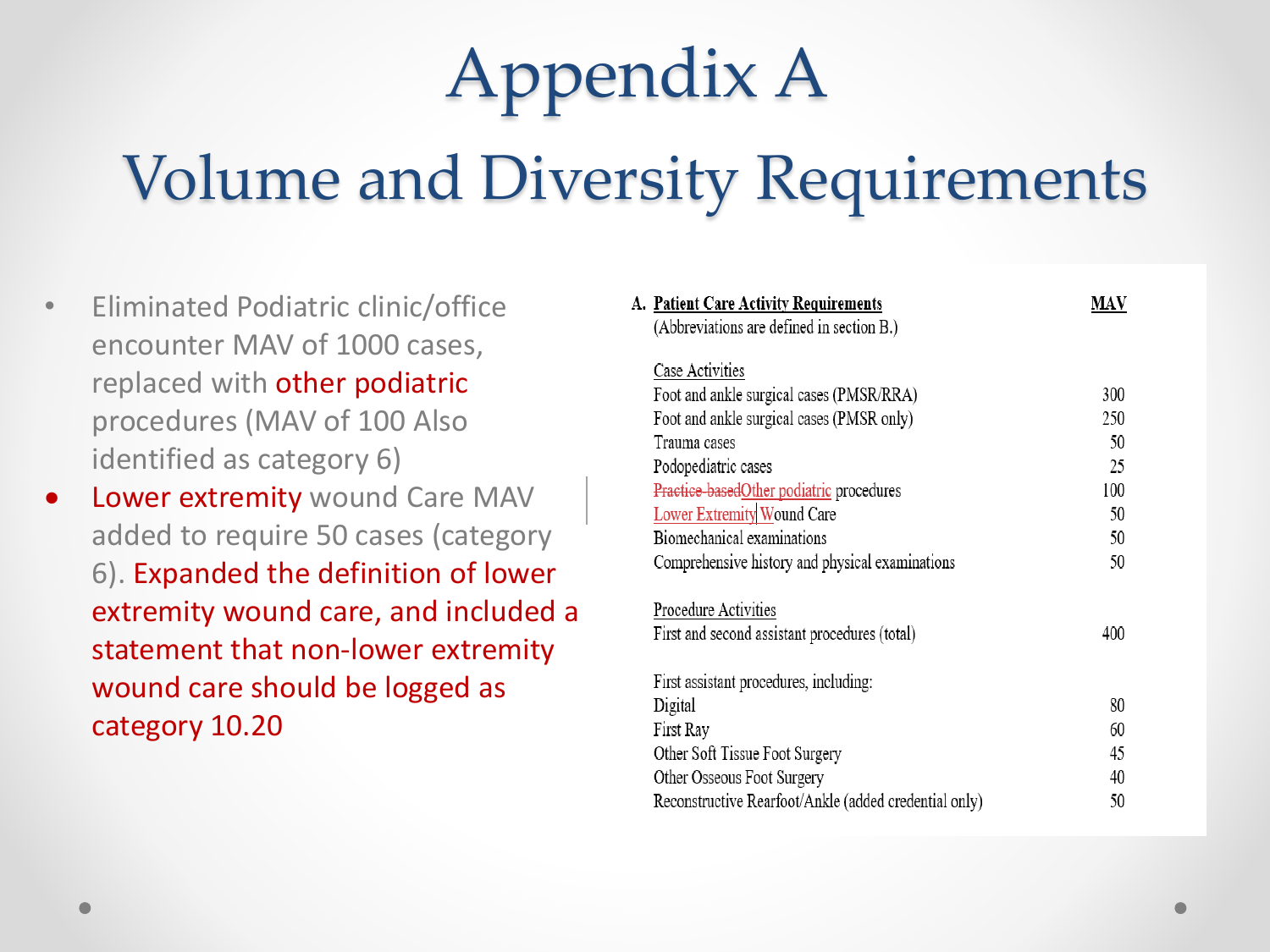# Appendix A

## Volume and Diversity Requirements

- Eliminated Podiatric clinic/office encounter MAV of 1000 cases, replaced with other podiatric procedures (MAV of 100 Also identified as category 6)
- Lower extremity wound Care MAV added to require 50 cases (category 6). Expanded the definition of lower extremity wound care, and included a statement that non-lower extremity wound care should be logged as category 10.20

**A. Patient Care Activity Requirements**
(Abbreviations are defined in section B.)

| | MAV |
|---|---|
| Case Activities | |
| Foot and ankle surgical cases (PMSR/RRA) | 300 |
| Foot and ankle surgical cases (PMSR only) | 250 |
| Trauma cases | 50 |
| Podopediatric cases | 25 |
| ~~Practice-based~~Other podiatric procedures | 100 |
| Lower Extremity Wound Care | 50 |
| Biomechanical examinations | 50 |
| Comprehensive history and physical examinations | 50 |
| Procedure Activities | |
| First and second assistant procedures (total) | 400 |
| First assistant procedures, including: | |
| Digital | 80 |
| First Ray | 60 |
| Other Soft Tissue Foot Surgery | 45 |
| Other Osseous Foot Surgery | 40 |
| Reconstructive Rearfoot/Ankle (added credential only) | 50 |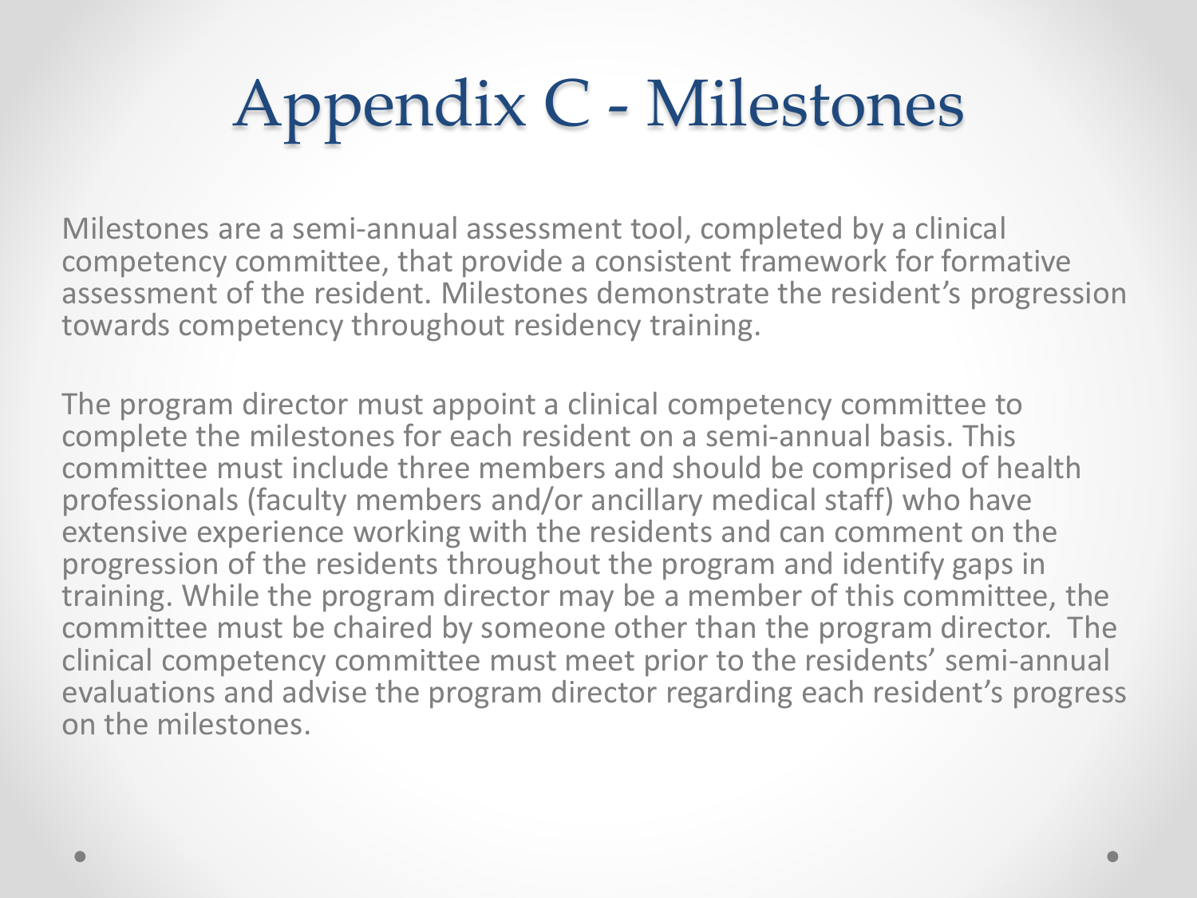# Appendix C - Milestones

Milestones are a semi-annual assessment tool, completed by a clinical competency committee, that provide a consistent framework for formative assessment of the resident. Milestones demonstrate the resident's progression towards competency throughout residency training.

The program director must appoint a clinical competency committee to complete the milestones for each resident on a semi-annual basis. This committee must include three members and should be comprised of health professionals (faculty members and/or ancillary medical staff) who have extensive experience working with the residents and can comment on the progression of the residents throughout the program and identify gaps in training. While the program director may be a member of this committee, the committee must be chaired by someone other than the program director. The clinical competency committee must meet prior to the residents' semi-annual evaluations and advise the program director regarding each resident's progress on the milestones.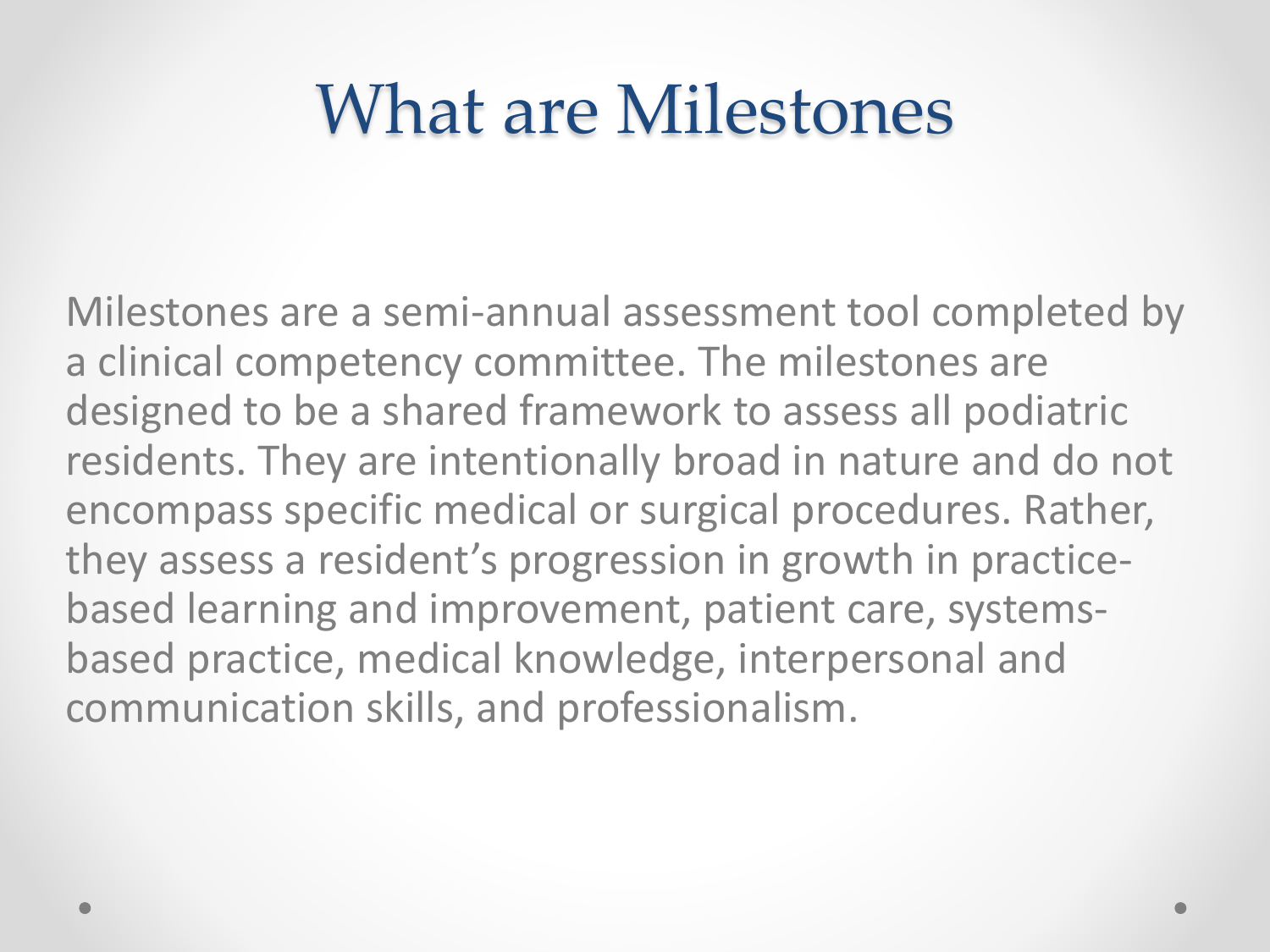# What are Milestones

Milestones are a semi-annual assessment tool completed by a clinical competency committee. The milestones are designed to be a shared framework to assess all podiatric residents. They are intentionally broad in nature and do not encompass specific medical or surgical procedures. Rather, they assess a resident's progression in growth in practice-based learning and improvement, patient care, systems-based practice, medical knowledge, interpersonal and communication skills, and professionalism.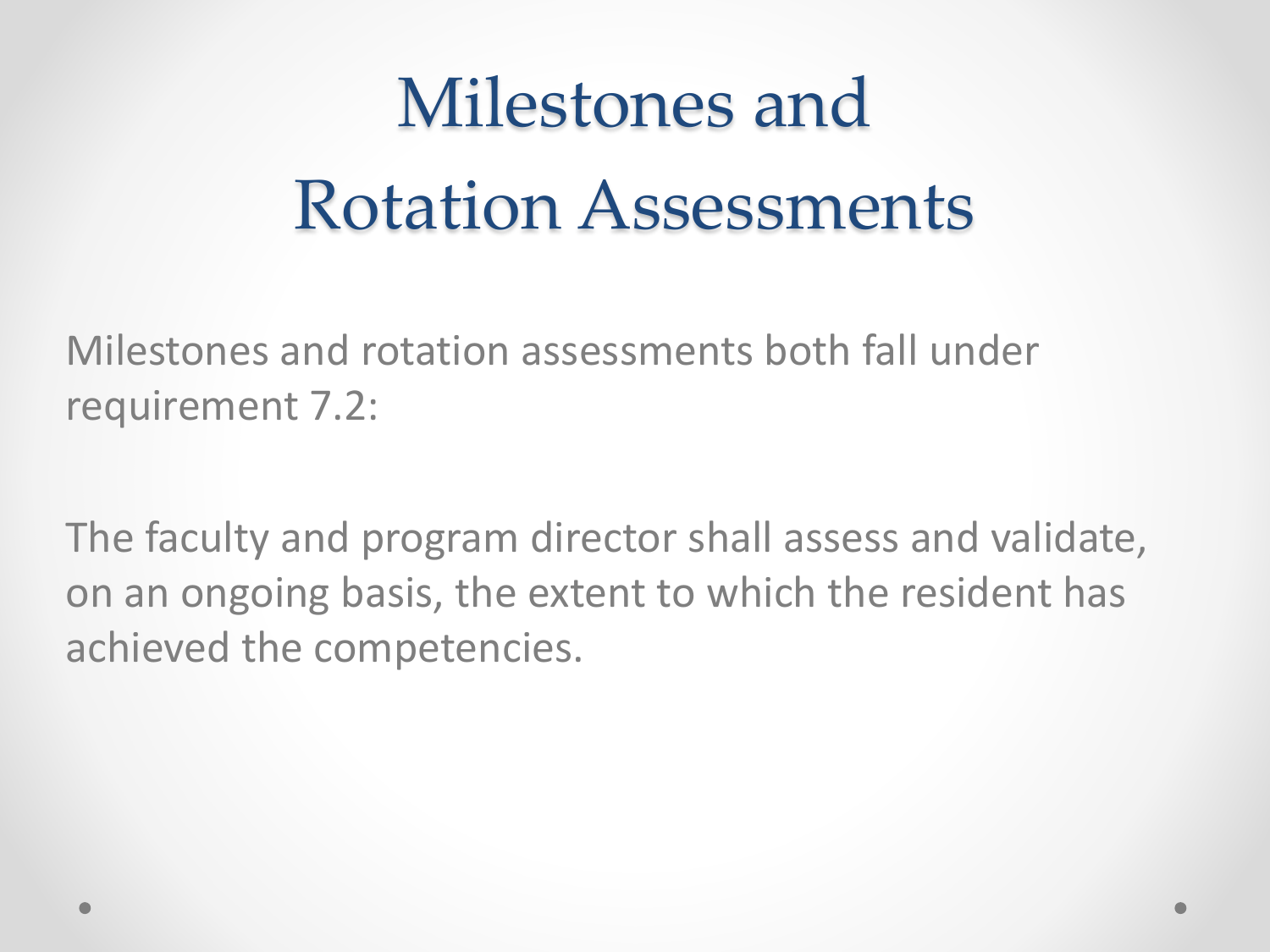# Milestones and Rotation Assessments

Milestones and rotation assessments both fall under requirement 7.2:

The faculty and program director shall assess and validate, on an ongoing basis, the extent to which the resident has achieved the competencies.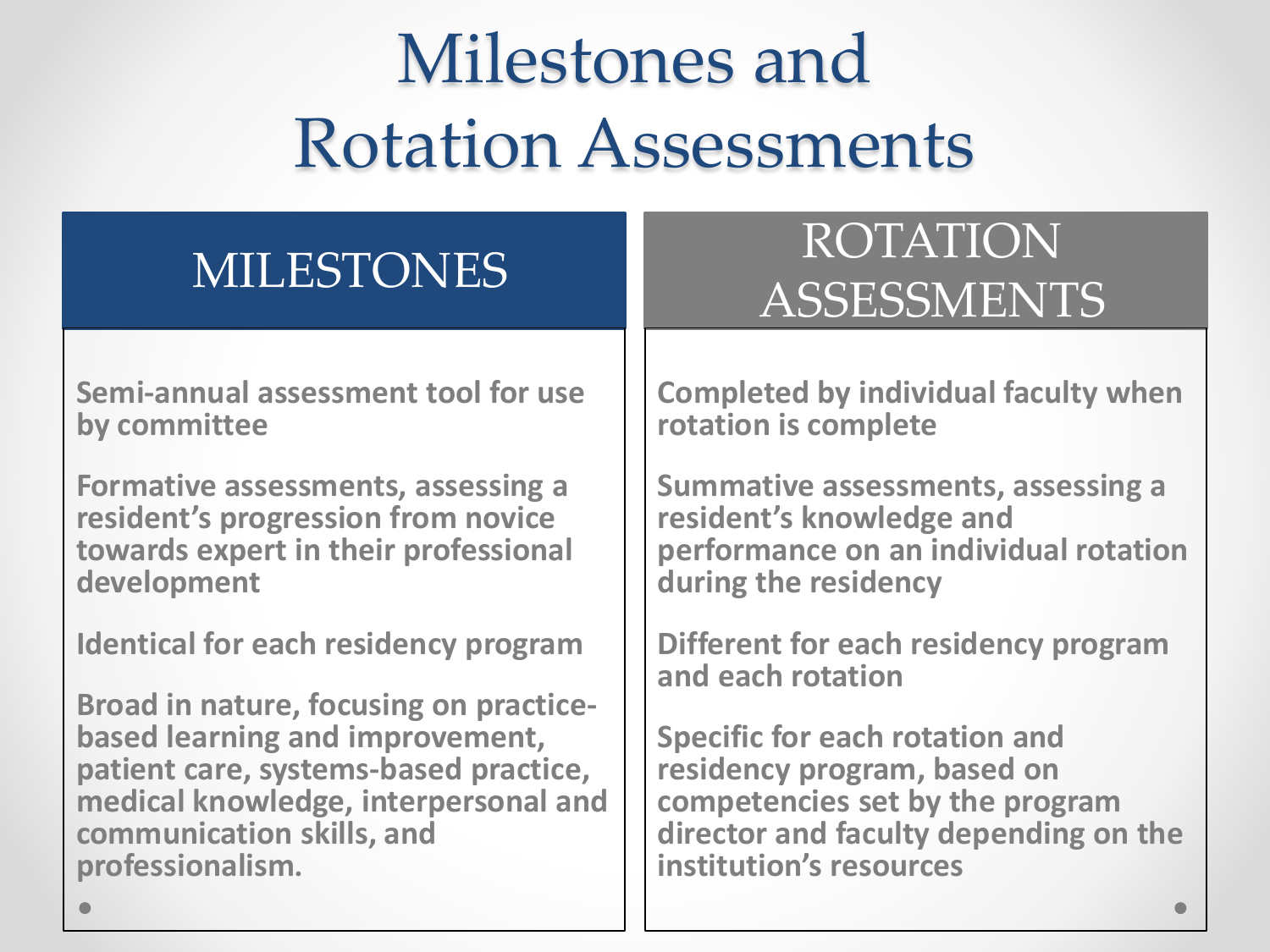# Milestones and Rotation Assessments

## MILESTONES

Semi-annual assessment tool for use by committee

Formative assessments, assessing a resident's progression from novice towards expert in their professional development

Identical for each residency program

Broad in nature, focusing on practice-based learning and improvement, patient care, systems-based practice, medical knowledge, interpersonal and communication skills, and professionalism.

## ROTATION ASSESSMENTS

Completed by individual faculty when rotation is complete

Summative assessments, assessing a resident's knowledge and performance on an individual rotation during the residency

Different for each residency program and each rotation

Specific for each rotation and residency program, based on competencies set by the program director and faculty depending on the institution's resources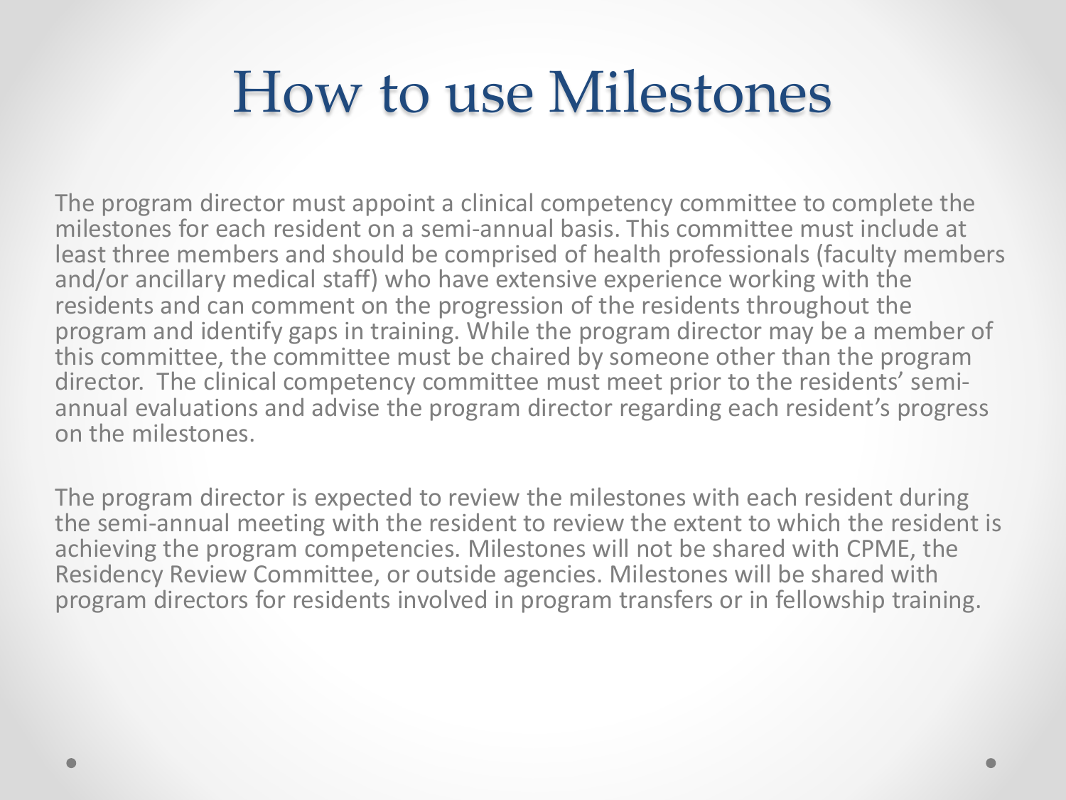# How to use Milestones

The program director must appoint a clinical competency committee to complete the milestones for each resident on a semi-annual basis. This committee must include at least three members and should be comprised of health professionals (faculty members and/or ancillary medical staff) who have extensive experience working with the residents and can comment on the progression of the residents throughout the program and identify gaps in training. While the program director may be a member of this committee, the committee must be chaired by someone other than the program director. The clinical competency committee must meet prior to the residents' semi-annual evaluations and advise the program director regarding each resident's progress on the milestones.

The program director is expected to review the milestones with each resident during the semi-annual meeting with the resident to review the extent to which the resident is achieving the program competencies. Milestones will not be shared with CPME, the Residency Review Committee, or outside agencies. Milestones will be shared with program directors for residents involved in program transfers or in fellowship training.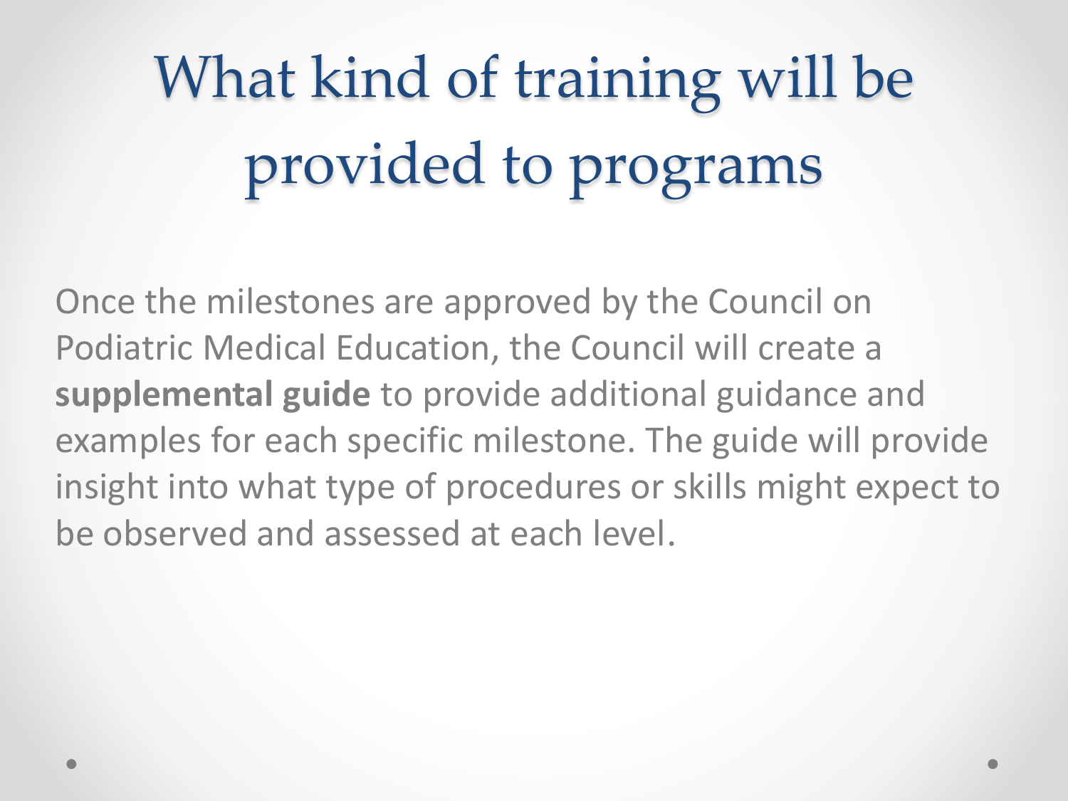# What kind of training will be provided to programs

Once the milestones are approved by the Council on Podiatric Medical Education, the Council will create a **supplemental guide** to provide additional guidance and examples for each specific milestone. The guide will provide insight into what type of procedures or skills might expect to be observed and assessed at each level.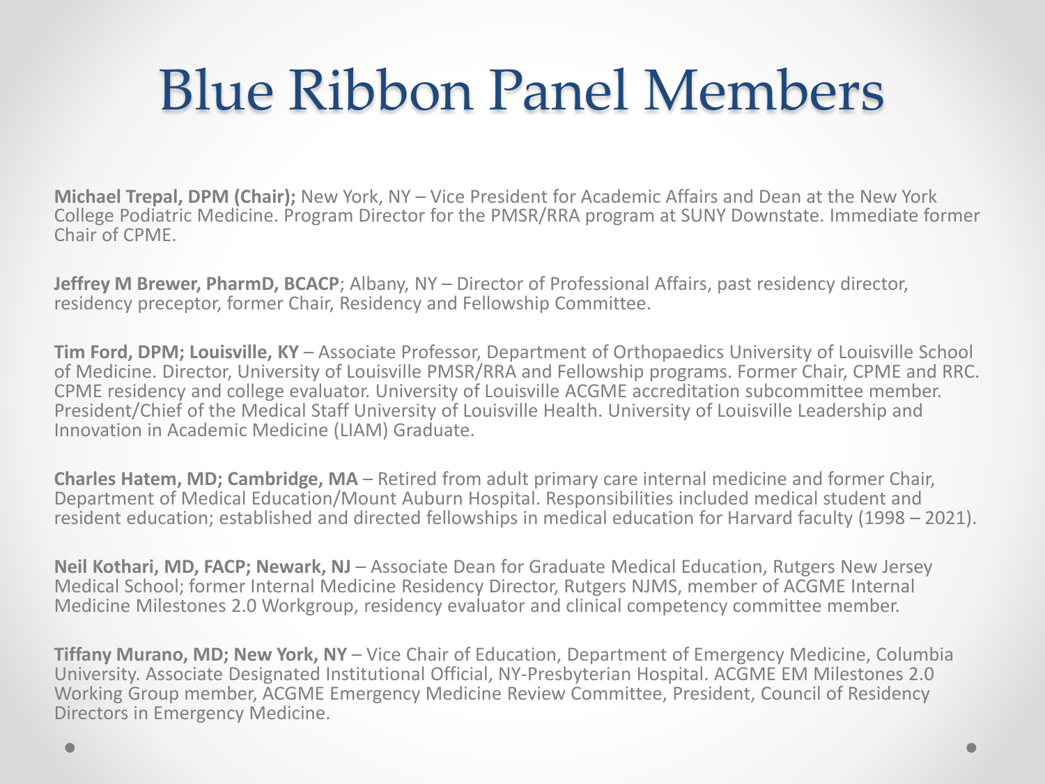# Blue Ribbon Panel Members

**Michael Trepal, DPM (Chair);** New York, NY – Vice President for Academic Affairs and Dean at the New York College Podiatric Medicine. Program Director for the PMSR/RRA program at SUNY Downstate. Immediate former Chair of CPME.

**Jeffrey M Brewer, PharmD, BCACP**; Albany, NY – Director of Professional Affairs, past residency director, residency preceptor, former Chair, Residency and Fellowship Committee.

**Tim Ford, DPM; Louisville, KY** – Associate Professor, Department of Orthopaedics University of Louisville School of Medicine. Director, University of Louisville PMSR/RRA and Fellowship programs. Former Chair, CPME and RRC. CPME residency and college evaluator. University of Louisville ACGME accreditation subcommittee member. President/Chief of the Medical Staff University of Louisville Health. University of Louisville Leadership and Innovation in Academic Medicine (LIAM) Graduate.

**Charles Hatem, MD; Cambridge, MA** – Retired from adult primary care internal medicine and former Chair, Department of Medical Education/Mount Auburn Hospital. Responsibilities included medical student and resident education; established and directed fellowships in medical education for Harvard faculty (1998 – 2021).

**Neil Kothari, MD, FACP; Newark, NJ** – Associate Dean for Graduate Medical Education, Rutgers New Jersey Medical School; former Internal Medicine Residency Director, Rutgers NJMS, member of ACGME Internal Medicine Milestones 2.0 Workgroup, residency evaluator and clinical competency committee member.

**Tiffany Murano, MD; New York, NY** – Vice Chair of Education, Department of Emergency Medicine, Columbia University. Associate Designated Institutional Official, NY-Presbyterian Hospital. ACGME EM Milestones 2.0 Working Group member, ACGME Emergency Medicine Review Committee, President, Council of Residency Directors in Emergency Medicine.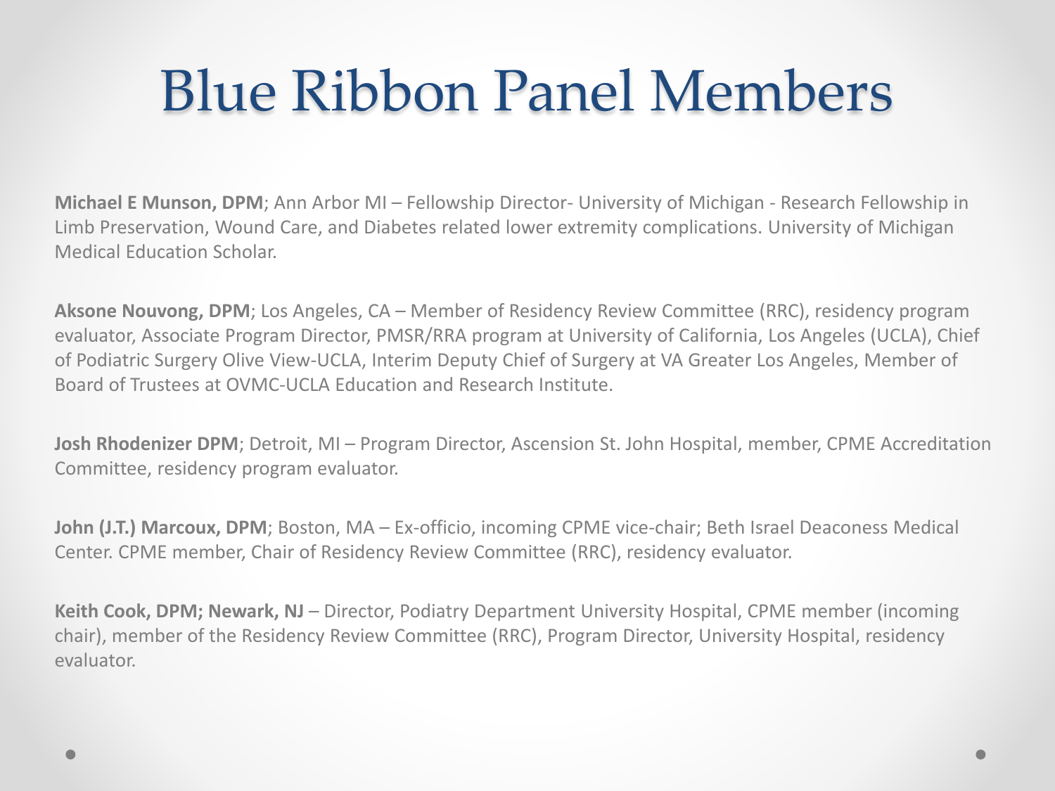# Blue Ribbon Panel Members

**Michael E Munson, DPM**; Ann Arbor MI – Fellowship Director- University of Michigan - Research Fellowship in Limb Preservation, Wound Care, and Diabetes related lower extremity complications. University of Michigan Medical Education Scholar.

**Aksone Nouvong, DPM**; Los Angeles, CA – Member of Residency Review Committee (RRC), residency program evaluator, Associate Program Director, PMSR/RRA program at University of California, Los Angeles (UCLA), Chief of Podiatric Surgery Olive View-UCLA, Interim Deputy Chief of Surgery at VA Greater Los Angeles, Member of Board of Trustees at OVMC-UCLA Education and Research Institute.

**Josh Rhodenizer DPM**; Detroit, MI – Program Director, Ascension St. John Hospital, member, CPME Accreditation Committee, residency program evaluator.

**John (J.T.) Marcoux, DPM**; Boston, MA – Ex-officio, incoming CPME vice-chair; Beth Israel Deaconess Medical Center. CPME member, Chair of Residency Review Committee (RRC), residency evaluator.

**Keith Cook, DPM; Newark, NJ** – Director, Podiatry Department University Hospital, CPME member (incoming chair), member of the Residency Review Committee (RRC), Program Director, University Hospital, residency evaluator.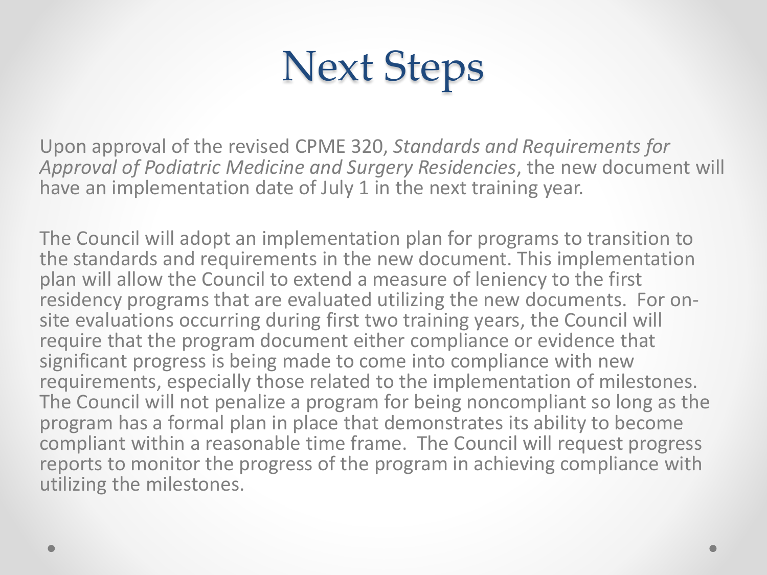# Next Steps

Upon approval of the revised CPME 320, *Standards and Requirements for Approval of Podiatric Medicine and Surgery Residencies*, the new document will have an implementation date of July 1 in the next training year.

The Council will adopt an implementation plan for programs to transition to the standards and requirements in the new document. This implementation plan will allow the Council to extend a measure of leniency to the first residency programs that are evaluated utilizing the new documents. For on-site evaluations occurring during first two training years, the Council will require that the program document either compliance or evidence that significant progress is being made to come into compliance with new requirements, especially those related to the implementation of milestones. The Council will not penalize a program for being noncompliant so long as the program has a formal plan in place that demonstrates its ability to become compliant within a reasonable time frame. The Council will request progress reports to monitor the progress of the program in achieving compliance with utilizing the milestones.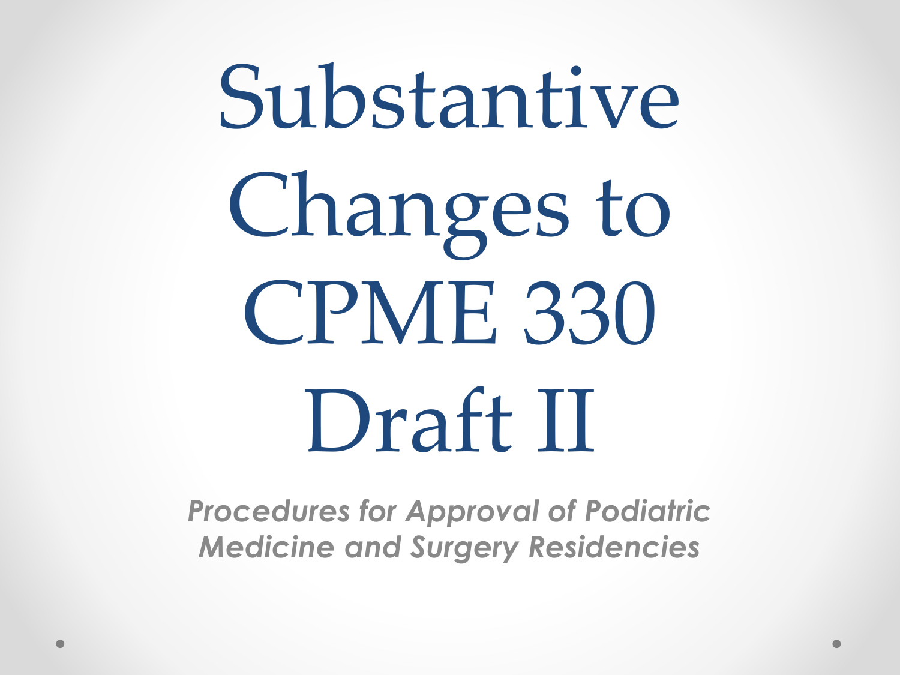# Substantive Changes to CPME 330 Draft II

***Procedures for Approval of Podiatric Medicine and Surgery Residencies***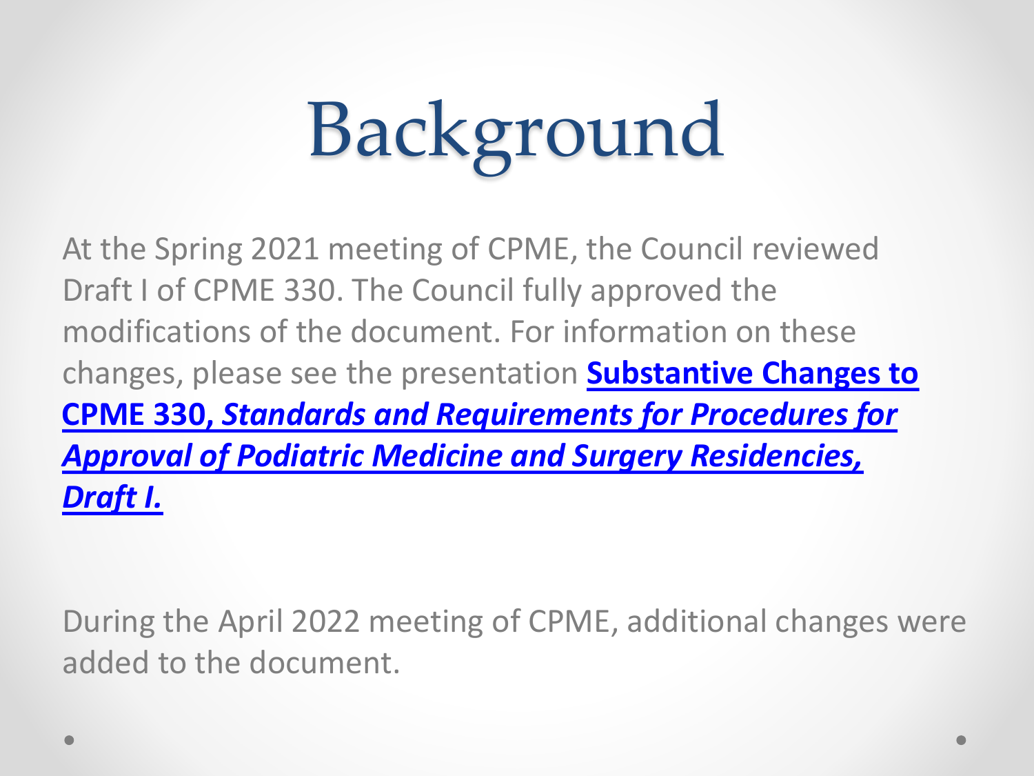# Background

At the Spring 2021 meeting of CPME, the Council reviewed Draft I of CPME 330. The Council fully approved the modifications of the document. For information on these changes, please see the presentation **Substantive Changes to CPME 330, *Standards and Requirements for Procedures for Approval of Podiatric Medicine and Surgery Residencies, Draft I.***

During the April 2022 meeting of CPME, additional changes were added to the document.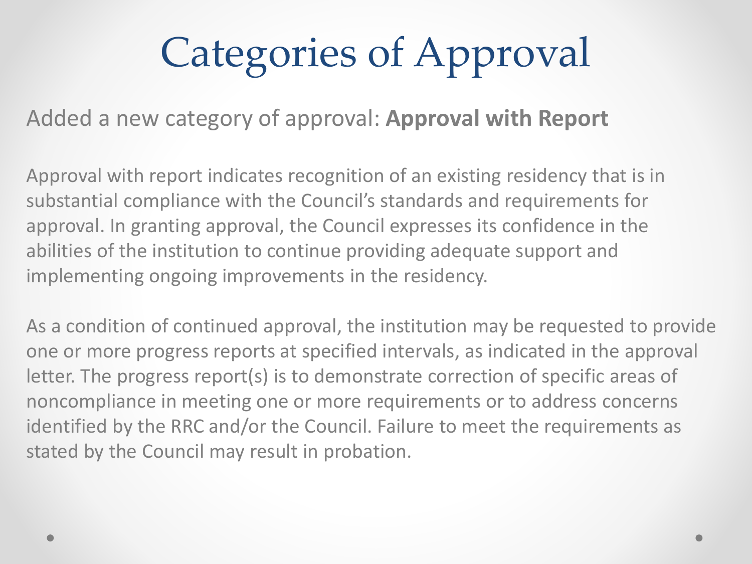# Categories of Approval

Added a new category of approval: **Approval with Report**

Approval with report indicates recognition of an existing residency that is in substantial compliance with the Council's standards and requirements for approval. In granting approval, the Council expresses its confidence in the abilities of the institution to continue providing adequate support and implementing ongoing improvements in the residency.

As a condition of continued approval, the institution may be requested to provide one or more progress reports at specified intervals, as indicated in the approval letter. The progress report(s) is to demonstrate correction of specific areas of noncompliance in meeting one or more requirements or to address concerns identified by the RRC and/or the Council. Failure to meet the requirements as stated by the Council may result in probation.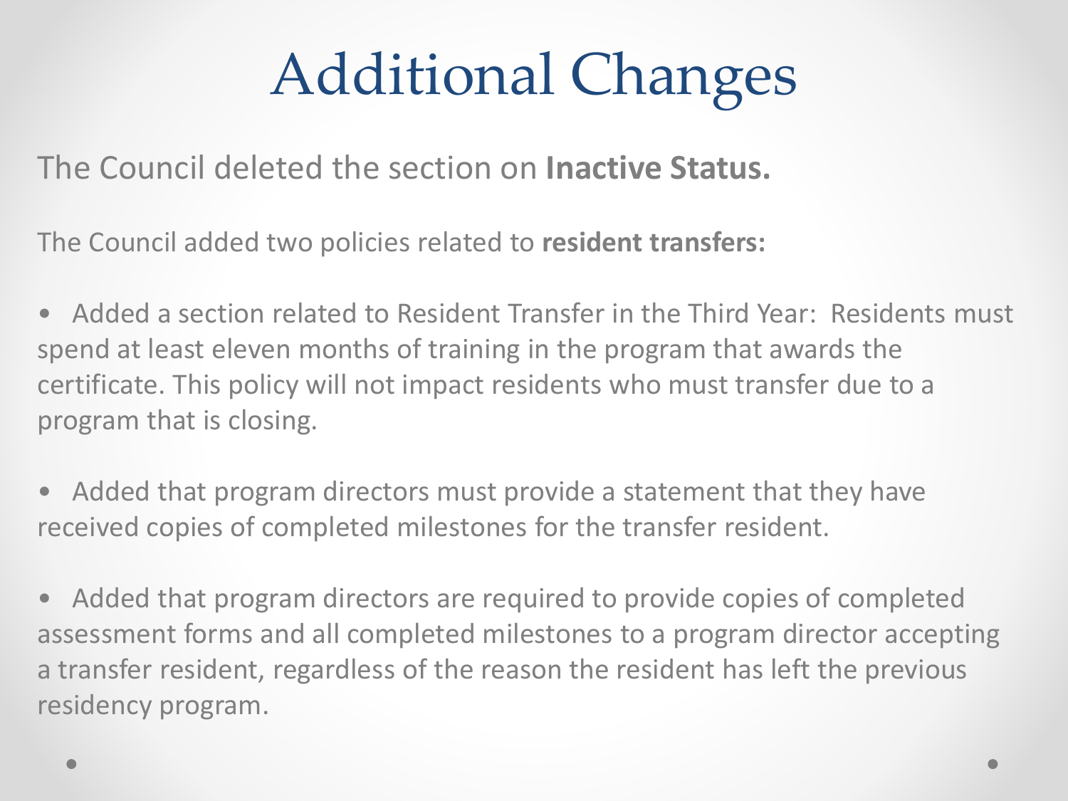# Additional Changes

The Council deleted the section on **Inactive Status.**

The Council added two policies related to **resident transfers:**

- Added a section related to Resident Transfer in the Third Year: Residents must spend at least eleven months of training in the program that awards the certificate. This policy will not impact residents who must transfer due to a program that is closing.

- Added that program directors must provide a statement that they have received copies of completed milestones for the transfer resident.

- Added that program directors are required to provide copies of completed assessment forms and all completed milestones to a program director accepting a transfer resident, regardless of the reason the resident has left the previous residency program.